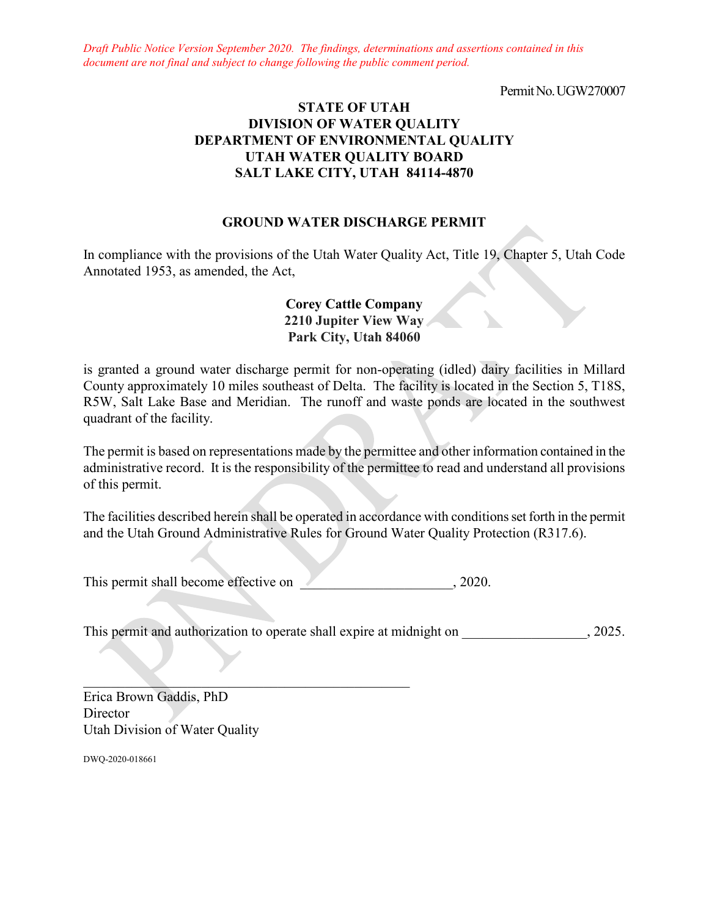*Draft Public Notice Version September 2020. The findings, determinations and assertions contained in this document are not final and subject to change following the public comment period.*

Permit No. UGW270007

**STATE OF UTAH**
**DIVISION OF WATER QUALITY**
**DEPARTMENT OF ENVIRONMENTAL QUALITY**
**UTAH WATER QUALITY BOARD**
**SALT LAKE CITY, UTAH 84114-4870**

## GROUND WATER DISCHARGE PERMIT

In compliance with the provisions of the Utah Water Quality Act, Title 19, Chapter 5, Utah Code Annotated 1953, as amended, the Act,

**Corey Cattle Company**
**2210 Jupiter View Way**
**Park City, Utah 84060**

is granted a ground water discharge permit for non-operating (idled) dairy facilities in Millard County approximately 10 miles southeast of Delta. The facility is located in the Section 5, T18S, R5W, Salt Lake Base and Meridian. The runoff and waste ponds are located in the southwest quadrant of the facility.

The permit is based on representations made by the permittee and other information contained in the administrative record. It is the responsibility of the permittee to read and understand all provisions of this permit.

The facilities described herein shall be operated in accordance with conditions set forth in the permit and the Utah Ground Administrative Rules for Ground Water Quality Protection (R317.6).

This permit shall become effective on ____________________, 2020.

This permit and authorization to operate shall expire at midnight on _________________, 2025.

_______________________________________________

Erica Brown Gaddis, PhD
Director
Utah Division of Water Quality

DWQ-2020-018661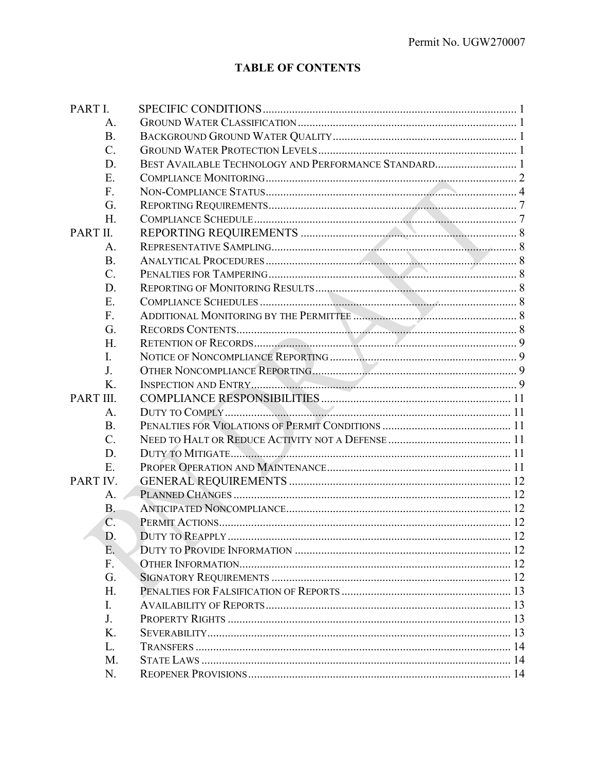# TABLE OF CONTENTS

| | | |
|---|---|---|
| PART I. | SPECIFIC CONDITIONS | 1 |
| A. | GROUND WATER CLASSIFICATION | 1 |
| B. | BACKGROUND GROUND WATER QUALITY | 1 |
| C. | GROUND WATER PROTECTION LEVELS | 1 |
| D. | BEST AVAILABLE TECHNOLOGY AND PERFORMANCE STANDARD | 1 |
| E. | COMPLIANCE MONITORING | 2 |
| F. | NON-COMPLIANCE STATUS | 4 |
| G. | REPORTING REQUIREMENTS | 7 |
| H. | COMPLIANCE SCHEDULE | 7 |
| PART II. | REPORTING REQUIREMENTS | 8 |
| A. | REPRESENTATIVE SAMPLING | 8 |
| B. | ANALYTICAL PROCEDURES | 8 |
| C. | PENALTIES FOR TAMPERING | 8 |
| D. | REPORTING OF MONITORING RESULTS | 8 |
| E. | COMPLIANCE SCHEDULES | 8 |
| F. | ADDITIONAL MONITORING BY THE PERMITTEE | 8 |
| G. | RECORDS CONTENTS | 8 |
| H. | RETENTION OF RECORDS | 9 |
| I. | NOTICE OF NONCOMPLIANCE REPORTING | 9 |
| J. | OTHER NONCOMPLIANCE REPORTING | 9 |
| K. | INSPECTION AND ENTRY | 9 |
| PART III. | COMPLIANCE RESPONSIBILITIES | 11 |
| A. | DUTY TO COMPLY | 11 |
| B. | PENALTIES FOR VIOLATIONS OF PERMIT CONDITIONS | 11 |
| C. | NEED TO HALT OR REDUCE ACTIVITY NOT A DEFENSE | 11 |
| D. | DUTY TO MITIGATE | 11 |
| E. | PROPER OPERATION AND MAINTENANCE | 11 |
| PART IV. | GENERAL REQUIREMENTS | 12 |
| A. | PLANNED CHANGES | 12 |
| B. | ANTICIPATED NONCOMPLIANCE | 12 |
| C. | PERMIT ACTIONS | 12 |
| D. | DUTY TO REAPPLY | 12 |
| E. | DUTY TO PROVIDE INFORMATION | 12 |
| F. | OTHER INFORMATION | 12 |
| G. | SIGNATORY REQUIREMENTS | 12 |
| H. | PENALTIES FOR FALSIFICATION OF REPORTS | 13 |
| I. | AVAILABILITY OF REPORTS | 13 |
| J. | PROPERTY RIGHTS | 13 |
| K. | SEVERABILITY | 13 |
| L. | TRANSFERS | 14 |
| M. | STATE LAWS | 14 |
| N. | REOPENER PROVISIONS | 14 |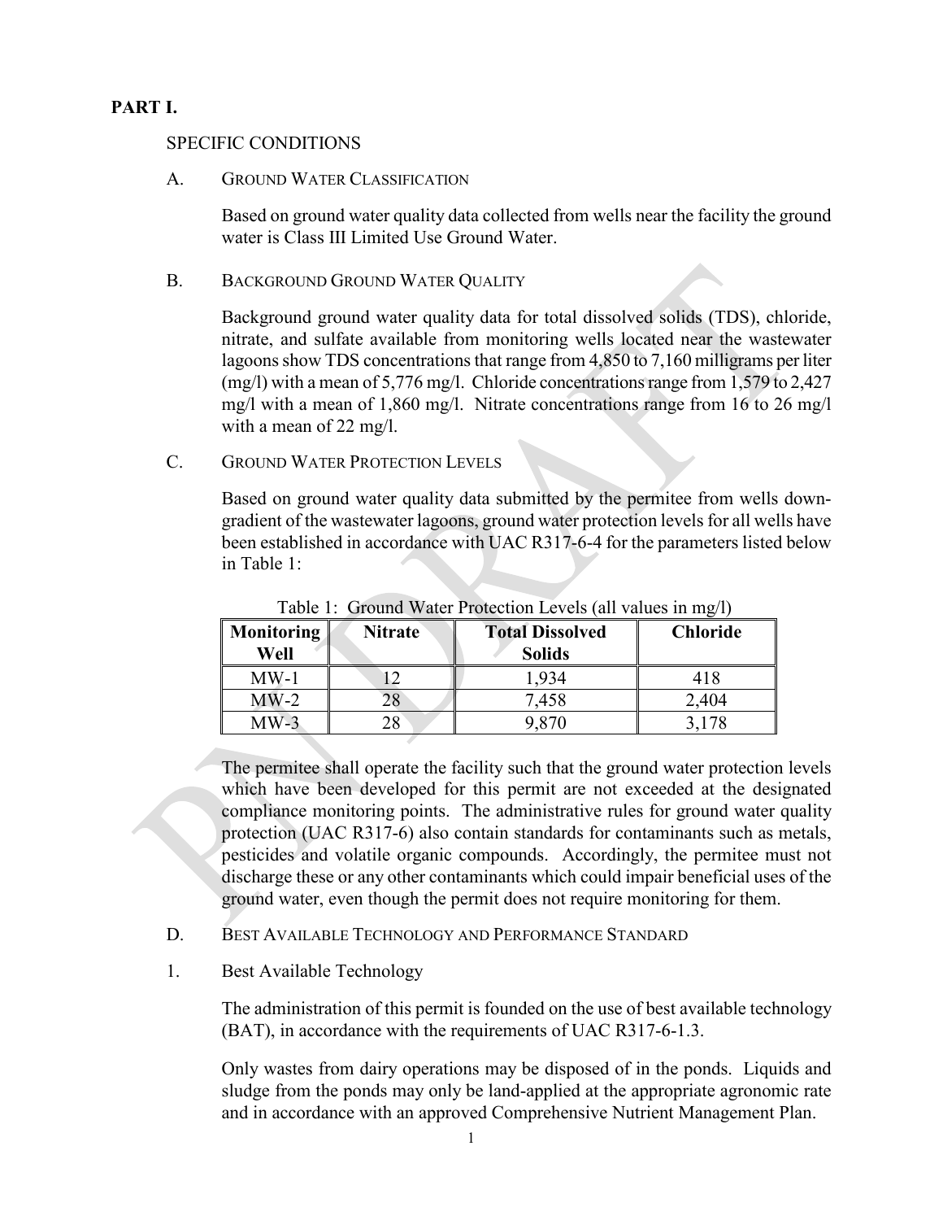# PART I.

## SPECIFIC CONDITIONS

### A. GROUND WATER CLASSIFICATION

Based on ground water quality data collected from wells near the facility the ground water is Class III Limited Use Ground Water.

### B. BACKGROUND GROUND WATER QUALITY

Background ground water quality data for total dissolved solids (TDS), chloride, nitrate, and sulfate available from monitoring wells located near the wastewater lagoons show TDS concentrations that range from 4,850 to 7,160 milligrams per liter (mg/l) with a mean of 5,776 mg/l. Chloride concentrations range from 1,579 to 2,427 mg/l with a mean of 1,860 mg/l. Nitrate concentrations range from 16 to 26 mg/l with a mean of 22 mg/l.

### C. GROUND WATER PROTECTION LEVELS

Based on ground water quality data submitted by the permitee from wells down-gradient of the wastewater lagoons, ground water protection levels for all wells have been established in accordance with UAC R317-6-4 for the parameters listed below in Table 1:

Table 1: Ground Water Protection Levels (all values in mg/l)

| Monitoring Well | Nitrate | Total Dissolved Solids | Chloride |
|---|---|---|---|
| MW-1 | 12 | 1,934 | 418 |
| MW-2 | 28 | 7,458 | 2,404 |
| MW-3 | 28 | 9,870 | 3,178 |

The permitee shall operate the facility such that the ground water protection levels which have been developed for this permit are not exceeded at the designated compliance monitoring points. The administrative rules for ground water quality protection (UAC R317-6) also contain standards for contaminants such as metals, pesticides and volatile organic compounds. Accordingly, the permitee must not discharge these or any other contaminants which could impair beneficial uses of the ground water, even though the permit does not require monitoring for them.

### D. BEST AVAILABLE TECHNOLOGY AND PERFORMANCE STANDARD

#### 1. Best Available Technology

The administration of this permit is founded on the use of best available technology (BAT), in accordance with the requirements of UAC R317-6-1.3.

Only wastes from dairy operations may be disposed of in the ponds. Liquids and sludge from the ponds may only be land-applied at the appropriate agronomic rate and in accordance with an approved Comprehensive Nutrient Management Plan.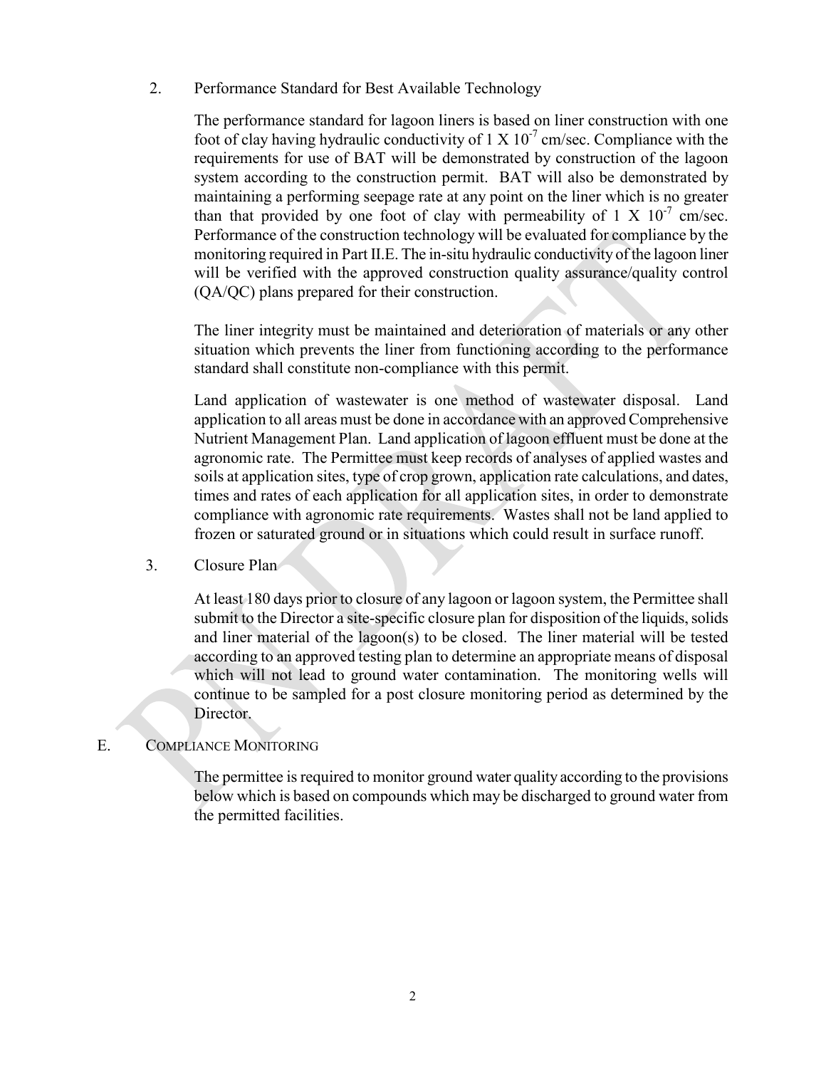2. Performance Standard for Best Available Technology

The performance standard for lagoon liners is based on liner construction with one foot of clay having hydraulic conductivity of 1 X $10^{-7}$ cm/sec. Compliance with the requirements for use of BAT will be demonstrated by construction of the lagoon system according to the construction permit. BAT will also be demonstrated by maintaining a performing seepage rate at any point on the liner which is no greater than that provided by one foot of clay with permeability of 1 X $10^{-7}$ cm/sec. Performance of the construction technology will be evaluated for compliance by the monitoring required in Part II.E. The in-situ hydraulic conductivity of the lagoon liner will be verified with the approved construction quality assurance/quality control (QA/QC) plans prepared for their construction.

The liner integrity must be maintained and deterioration of materials or any other situation which prevents the liner from functioning according to the performance standard shall constitute non-compliance with this permit.

Land application of wastewater is one method of wastewater disposal. Land application to all areas must be done in accordance with an approved Comprehensive Nutrient Management Plan. Land application of lagoon effluent must be done at the agronomic rate. The Permittee must keep records of analyses of applied wastes and soils at application sites, type of crop grown, application rate calculations, and dates, times and rates of each application for all application sites, in order to demonstrate compliance with agronomic rate requirements. Wastes shall not be land applied to frozen or saturated ground or in situations which could result in surface runoff.

3. Closure Plan

At least 180 days prior to closure of any lagoon or lagoon system, the Permittee shall submit to the Director a site-specific closure plan for disposition of the liquids, solids and liner material of the lagoon(s) to be closed. The liner material will be tested according to an approved testing plan to determine an appropriate means of disposal which will not lead to ground water contamination. The monitoring wells will continue to be sampled for a post closure monitoring period as determined by the Director.

## E. COMPLIANCE MONITORING

The permittee is required to monitor ground water quality according to the provisions below which is based on compounds which may be discharged to ground water from the permitted facilities.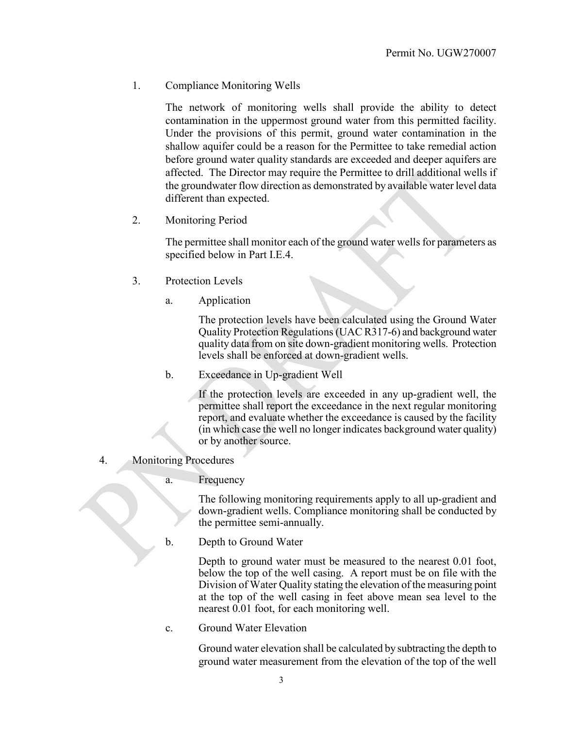1. Compliance Monitoring Wells

   The network of monitoring wells shall provide the ability to detect contamination in the uppermost ground water from this permitted facility. Under the provisions of this permit, ground water contamination in the shallow aquifer could be a reason for the Permittee to take remedial action before ground water quality standards are exceeded and deeper aquifers are affected. The Director may require the Permittee to drill additional wells if the groundwater flow direction as demonstrated by available water level data different than expected.

2. Monitoring Period

   The permittee shall monitor each of the ground water wells for parameters as specified below in Part I.E.4.

3. Protection Levels

   a. Application

      The protection levels have been calculated using the Ground Water Quality Protection Regulations (UAC R317-6) and background water quality data from on site down-gradient monitoring wells. Protection levels shall be enforced at down-gradient wells.

   b. Exceedance in Up-gradient Well

      If the protection levels are exceeded in any up-gradient well, the permittee shall report the exceedance in the next regular monitoring report, and evaluate whether the exceedance is caused by the facility (in which case the well no longer indicates background water quality) or by another source.

4. Monitoring Procedures

   a. Frequency

      The following monitoring requirements apply to all up-gradient and down-gradient wells. Compliance monitoring shall be conducted by the permittee semi-annually.

   b. Depth to Ground Water

      Depth to ground water must be measured to the nearest 0.01 foot, below the top of the well casing. A report must be on file with the Division of Water Quality stating the elevation of the measuring point at the top of the well casing in feet above mean sea level to the nearest 0.01 foot, for each monitoring well.

   c. Ground Water Elevation

      Ground water elevation shall be calculated by subtracting the depth to ground water measurement from the elevation of the top of the well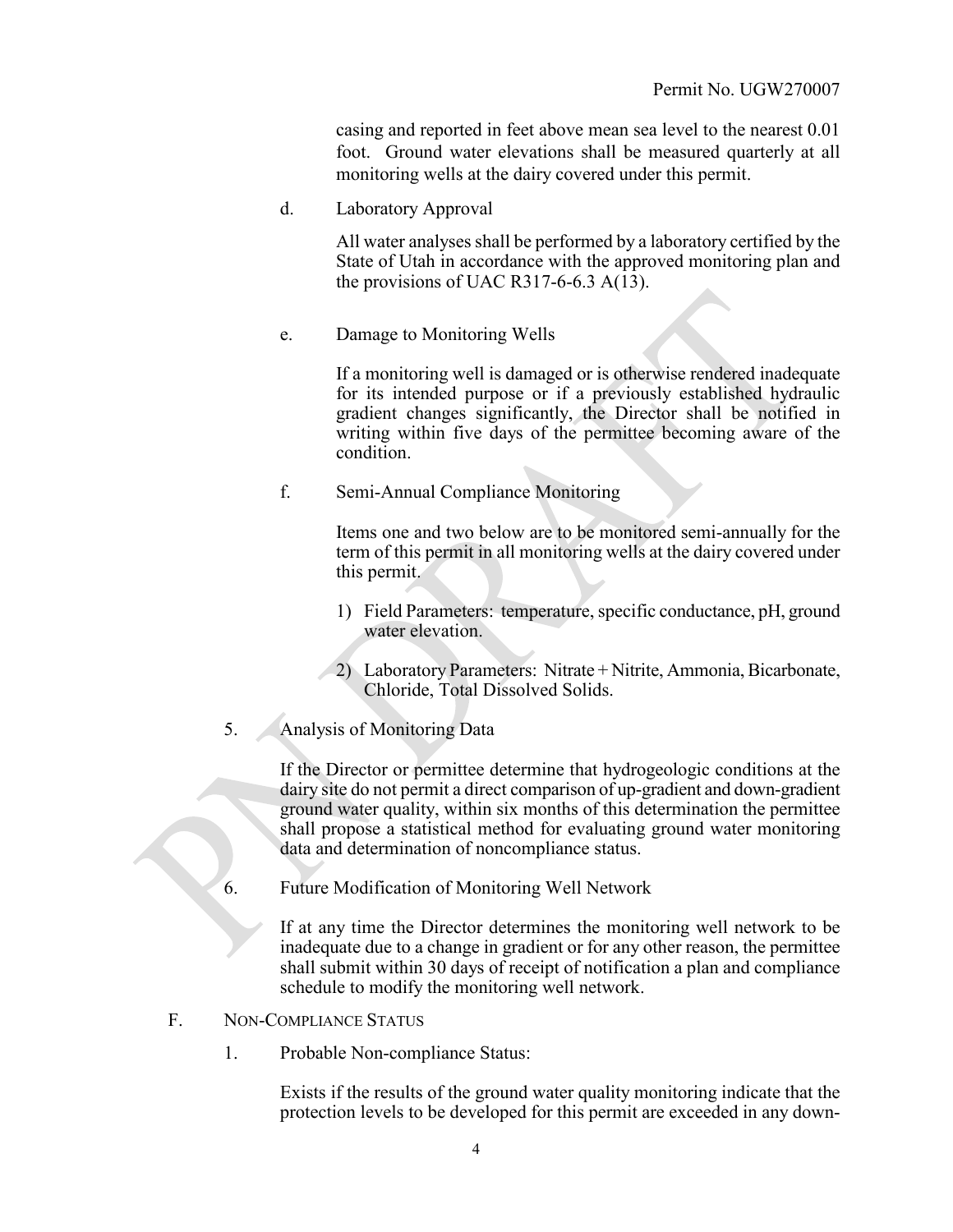casing and reported in feet above mean sea level to the nearest 0.01 foot. Ground water elevations shall be measured quarterly at all monitoring wells at the dairy covered under this permit.

d. Laboratory Approval

All water analyses shall be performed by a laboratory certified by the State of Utah in accordance with the approved monitoring plan and the provisions of UAC R317-6-6.3 A(13).

e. Damage to Monitoring Wells

If a monitoring well is damaged or is otherwise rendered inadequate for its intended purpose or if a previously established hydraulic gradient changes significantly, the Director shall be notified in writing within five days of the permittee becoming aware of the condition.

f. Semi-Annual Compliance Monitoring

Items one and two below are to be monitored semi-annually for the term of this permit in all monitoring wells at the dairy covered under this permit.

1) Field Parameters: temperature, specific conductance, pH, ground water elevation.

2) Laboratory Parameters: Nitrate + Nitrite, Ammonia, Bicarbonate, Chloride, Total Dissolved Solids.

5. Analysis of Monitoring Data

If the Director or permittee determine that hydrogeologic conditions at the dairy site do not permit a direct comparison of up-gradient and down-gradient ground water quality, within six months of this determination the permittee shall propose a statistical method for evaluating ground water monitoring data and determination of noncompliance status.

6. Future Modification of Monitoring Well Network

If at any time the Director determines the monitoring well network to be inadequate due to a change in gradient or for any other reason, the permittee shall submit within 30 days of receipt of notification a plan and compliance schedule to modify the monitoring well network.

F. NON-COMPLIANCE STATUS

1. Probable Non-compliance Status:

Exists if the results of the ground water quality monitoring indicate that the protection levels to be developed for this permit are exceeded in any down-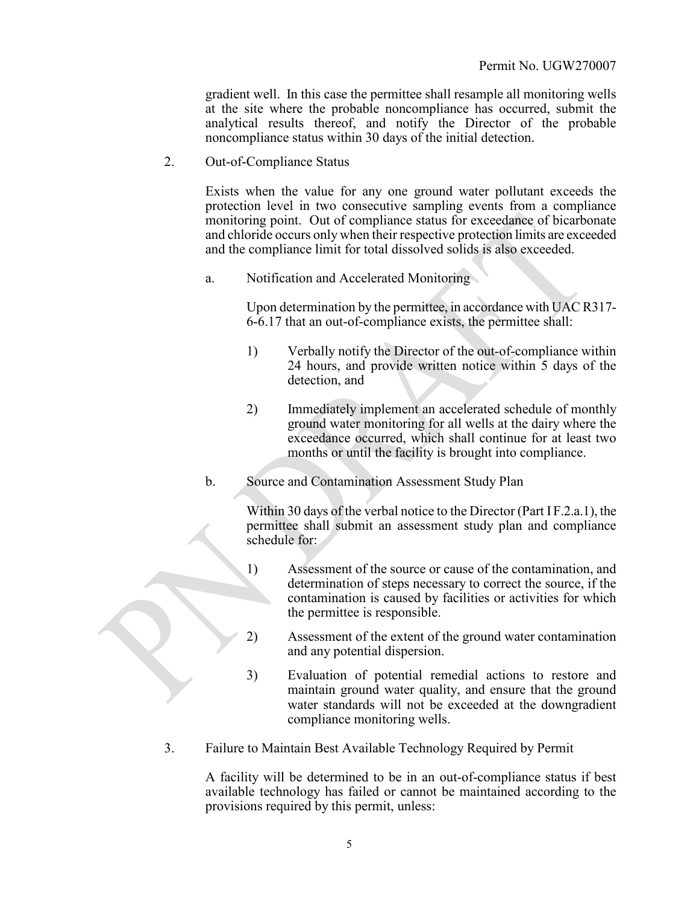gradient well. In this case the permittee shall resample all monitoring wells at the site where the probable noncompliance has occurred, submit the analytical results thereof, and notify the Director of the probable noncompliance status within 30 days of the initial detection.

2. Out-of-Compliance Status

   Exists when the value for any one ground water pollutant exceeds the protection level in two consecutive sampling events from a compliance monitoring point. Out of compliance status for exceedance of bicarbonate and chloride occurs only when their respective protection limits are exceeded and the compliance limit for total dissolved solids is also exceeded.

   a. Notification and Accelerated Monitoring

      Upon determination by the permittee, in accordance with UAC R317-6-6.17 that an out-of-compliance exists, the permittee shall:

      1) Verbally notify the Director of the out-of-compliance within 24 hours, and provide written notice within 5 days of the detection, and

      2) Immediately implement an accelerated schedule of monthly ground water monitoring for all wells at the dairy where the exceedance occurred, which shall continue for at least two months or until the facility is brought into compliance.

   b. Source and Contamination Assessment Study Plan

      Within 30 days of the verbal notice to the Director (Part I F.2.a.1), the permittee shall submit an assessment study plan and compliance schedule for:

      1) Assessment of the source or cause of the contamination, and determination of steps necessary to correct the source, if the contamination is caused by facilities or activities for which the permittee is responsible.

      2) Assessment of the extent of the ground water contamination and any potential dispersion.

      3) Evaluation of potential remedial actions to restore and maintain ground water quality, and ensure that the ground water standards will not be exceeded at the downgradient compliance monitoring wells.

3. Failure to Maintain Best Available Technology Required by Permit

   A facility will be determined to be in an out-of-compliance status if best available technology has failed or cannot be maintained according to the provisions required by this permit, unless: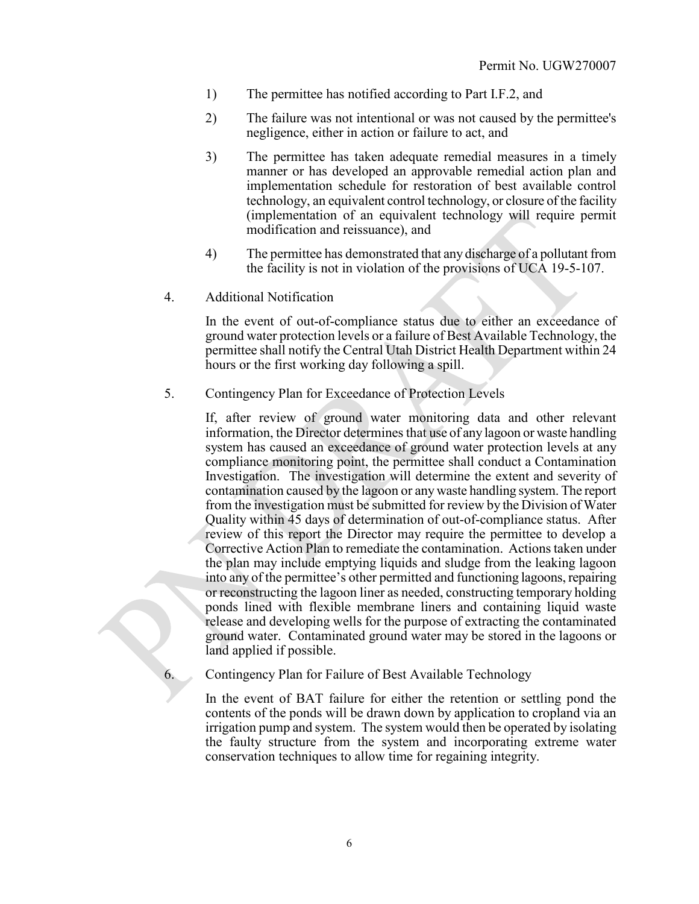1) The permittee has notified according to Part I.F.2, and

2) The failure was not intentional or was not caused by the permittee's negligence, either in action or failure to act, and

3) The permittee has taken adequate remedial measures in a timely manner or has developed an approvable remedial action plan and implementation schedule for restoration of best available control technology, an equivalent control technology, or closure of the facility (implementation of an equivalent technology will require permit modification and reissuance), and

4) The permittee has demonstrated that any discharge of a pollutant from the facility is not in violation of the provisions of UCA 19-5-107.

4. Additional Notification

In the event of out-of-compliance status due to either an exceedance of ground water protection levels or a failure of Best Available Technology, the permittee shall notify the Central Utah District Health Department within 24 hours or the first working day following a spill.

5. Contingency Plan for Exceedance of Protection Levels

If, after review of ground water monitoring data and other relevant information, the Director determines that use of any lagoon or waste handling system has caused an exceedance of ground water protection levels at any compliance monitoring point, the permittee shall conduct a Contamination Investigation. The investigation will determine the extent and severity of contamination caused by the lagoon or any waste handling system. The report from the investigation must be submitted for review by the Division of Water Quality within 45 days of determination of out-of-compliance status. After review of this report the Director may require the permittee to develop a Corrective Action Plan to remediate the contamination. Actions taken under the plan may include emptying liquids and sludge from the leaking lagoon into any of the permittee's other permitted and functioning lagoons, repairing or reconstructing the lagoon liner as needed, constructing temporary holding ponds lined with flexible membrane liners and containing liquid waste release and developing wells for the purpose of extracting the contaminated ground water. Contaminated ground water may be stored in the lagoons or land applied if possible.

6. Contingency Plan for Failure of Best Available Technology

In the event of BAT failure for either the retention or settling pond the contents of the ponds will be drawn down by application to cropland via an irrigation pump and system. The system would then be operated by isolating the faulty structure from the system and incorporating extreme water conservation techniques to allow time for regaining integrity.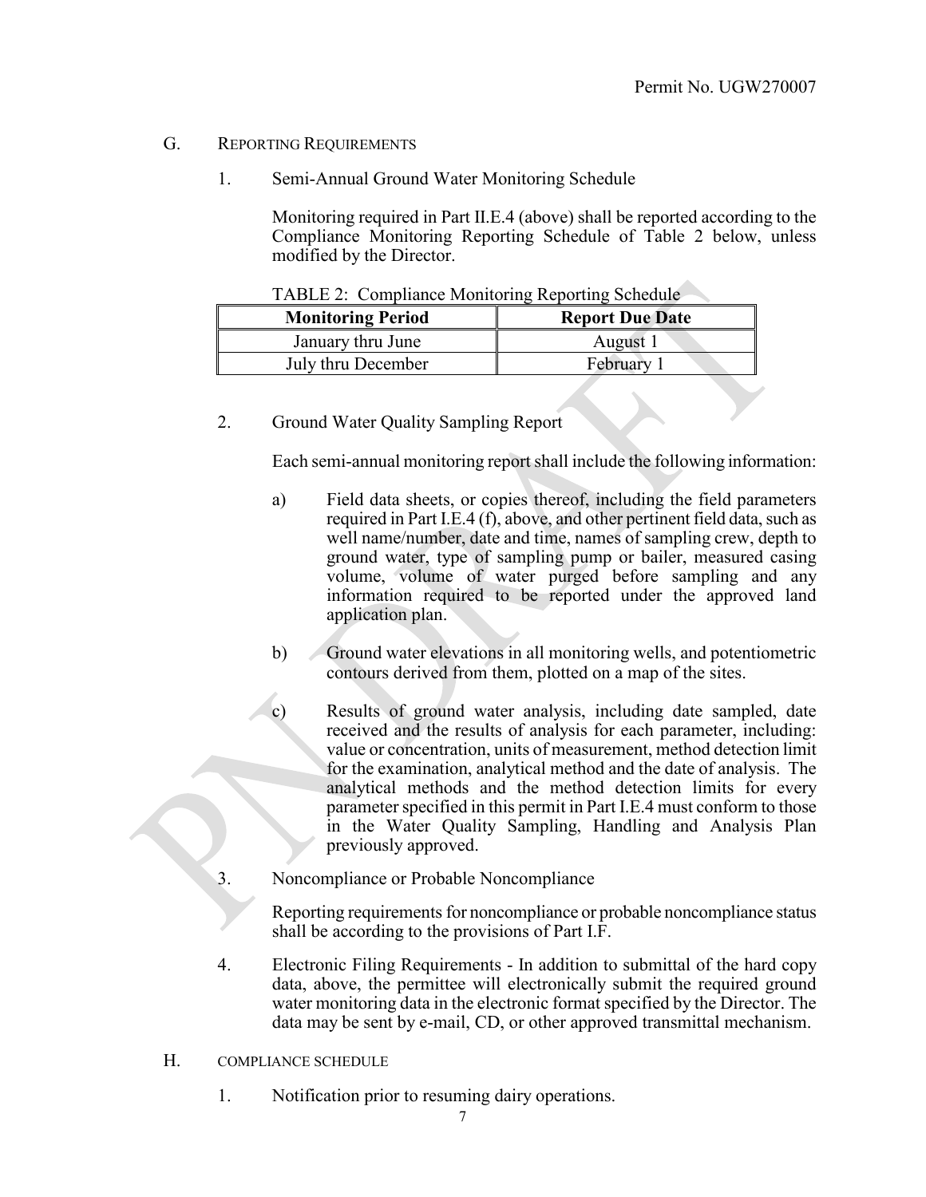## G. REPORTING REQUIREMENTS

1. Semi-Annual Ground Water Monitoring Schedule

   Monitoring required in Part II.E.4 (above) shall be reported according to the Compliance Monitoring Reporting Schedule of Table 2 below, unless modified by the Director.

   TABLE 2: Compliance Monitoring Reporting Schedule

   | Monitoring Period | Report Due Date |
   | --- | --- |
   | January thru June | August 1 |
   | July thru December | February 1 |

2. Ground Water Quality Sampling Report

   Each semi-annual monitoring report shall include the following information:

   a) Field data sheets, or copies thereof, including the field parameters required in Part I.E.4 (f), above, and other pertinent field data, such as well name/number, date and time, names of sampling crew, depth to ground water, type of sampling pump or bailer, measured casing volume, volume of water purged before sampling and any information required to be reported under the approved land application plan.

   b) Ground water elevations in all monitoring wells, and potentiometric contours derived from them, plotted on a map of the sites.

   c) Results of ground water analysis, including date sampled, date received and the results of analysis for each parameter, including: value or concentration, units of measurement, method detection limit for the examination, analytical method and the date of analysis. The analytical methods and the method detection limits for every parameter specified in this permit in Part I.E.4 must conform to those in the Water Quality Sampling, Handling and Analysis Plan previously approved.

3. Noncompliance or Probable Noncompliance

   Reporting requirements for noncompliance or probable noncompliance status shall be according to the provisions of Part I.F.

4. Electronic Filing Requirements - In addition to submittal of the hard copy data, above, the permittee will electronically submit the required ground water monitoring data in the electronic format specified by the Director. The data may be sent by e-mail, CD, or other approved transmittal mechanism.

## H. COMPLIANCE SCHEDULE

1. Notification prior to resuming dairy operations.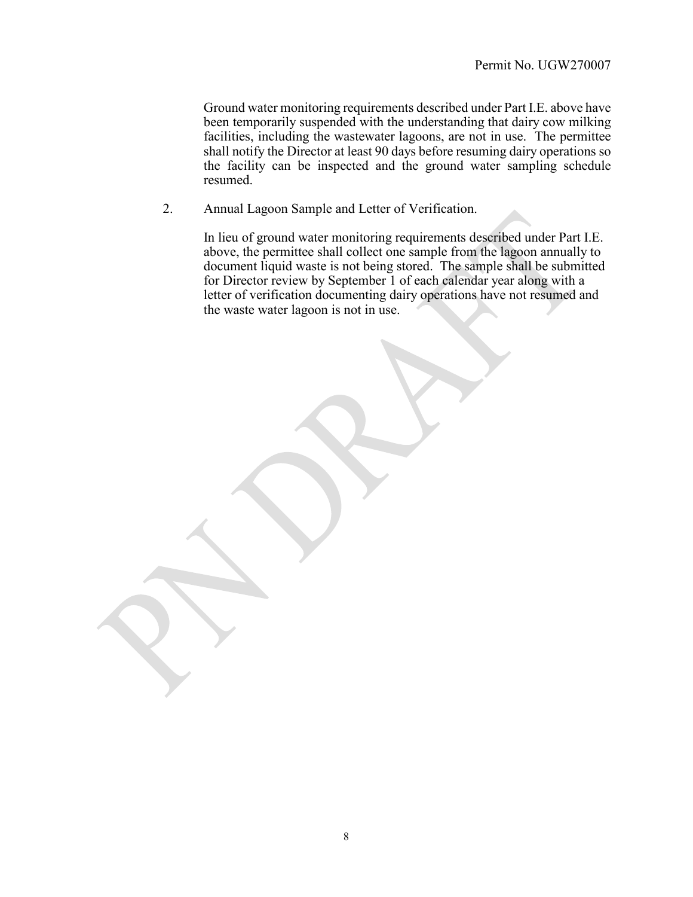Ground water monitoring requirements described under Part I.E. above have been temporarily suspended with the understanding that dairy cow milking facilities, including the wastewater lagoons, are not in use. The permittee shall notify the Director at least 90 days before resuming dairy operations so the facility can be inspected and the ground water sampling schedule resumed.

2. Annual Lagoon Sample and Letter of Verification.

   In lieu of ground water monitoring requirements described under Part I.E. above, the permittee shall collect one sample from the lagoon annually to document liquid waste is not being stored. The sample shall be submitted for Director review by September 1 of each calendar year along with a letter of verification documenting dairy operations have not resumed and the waste water lagoon is not in use.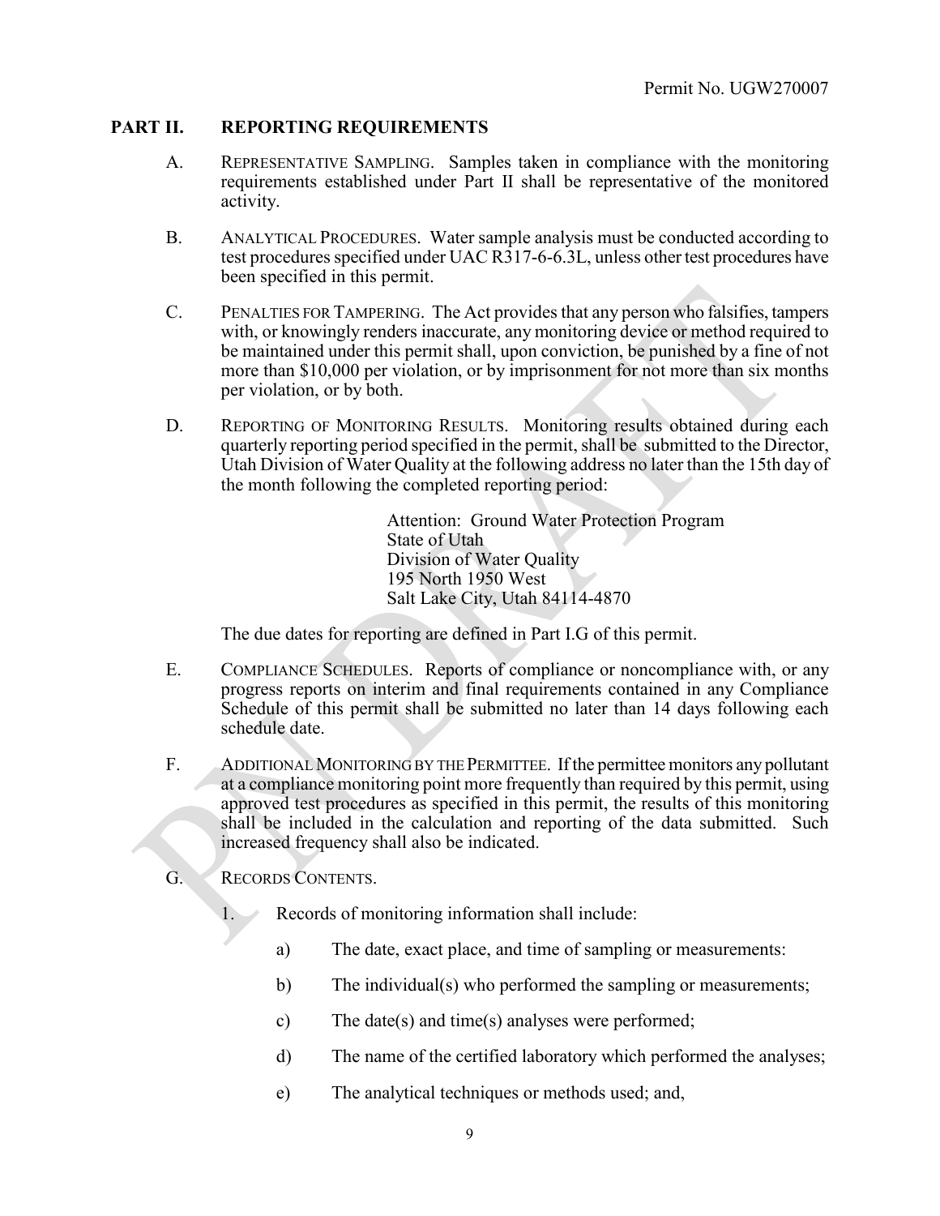Permit No. UGW270007

## PART II. REPORTING REQUIREMENTS

A. REPRESENTATIVE SAMPLING. Samples taken in compliance with the monitoring requirements established under Part II shall be representative of the monitored activity.

B. ANALYTICAL PROCEDURES. Water sample analysis must be conducted according to test procedures specified under UAC R317-6-6.3L, unless other test procedures have been specified in this permit.

C. PENALTIES FOR TAMPERING. The Act provides that any person who falsifies, tampers with, or knowingly renders inaccurate, any monitoring device or method required to be maintained under this permit shall, upon conviction, be punished by a fine of not more than $10,000 per violation, or by imprisonment for not more than six months per violation, or by both.

D. REPORTING OF MONITORING RESULTS. Monitoring results obtained during each quarterly reporting period specified in the permit, shall be submitted to the Director, Utah Division of Water Quality at the following address no later than the 15th day of the month following the completed reporting period:

Attention: Ground Water Protection Program
State of Utah
Division of Water Quality
195 North 1950 West
Salt Lake City, Utah 84114-4870

The due dates for reporting are defined in Part I.G of this permit.

E. COMPLIANCE SCHEDULES. Reports of compliance or noncompliance with, or any progress reports on interim and final requirements contained in any Compliance Schedule of this permit shall be submitted no later than 14 days following each schedule date.

F. ADDITIONAL MONITORING BY THE PERMITTEE. If the permittee monitors any pollutant at a compliance monitoring point more frequently than required by this permit, using approved test procedures as specified in this permit, the results of this monitoring shall be included in the calculation and reporting of the data submitted. Such increased frequency shall also be indicated.

G. RECORDS CONTENTS.

1. Records of monitoring information shall include:

   a) The date, exact place, and time of sampling or measurements:

   b) The individual(s) who performed the sampling or measurements;

   c) The date(s) and time(s) analyses were performed;

   d) The name of the certified laboratory which performed the analyses;

   e) The analytical techniques or methods used; and,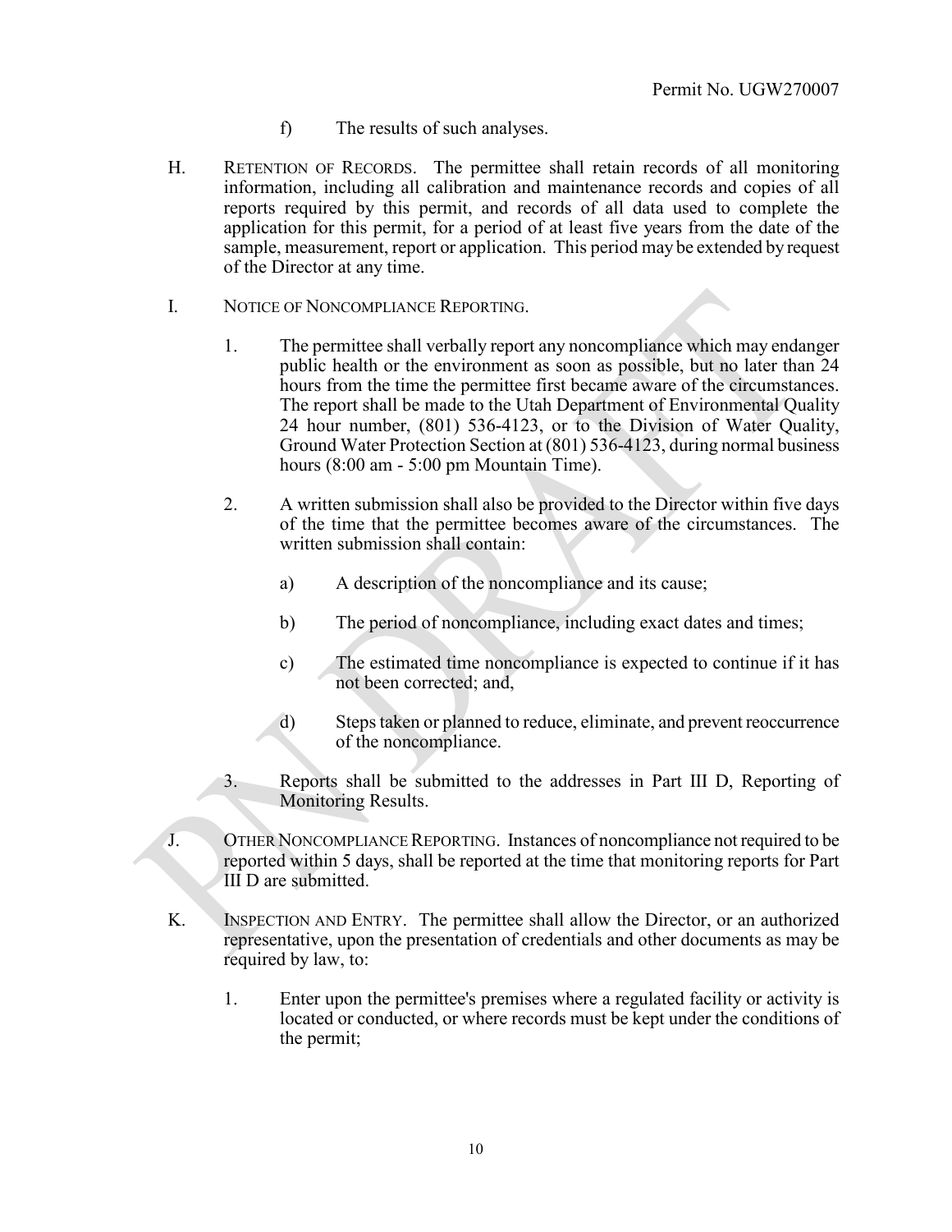f) The results of such analyses.

H. RETENTION OF RECORDS. The permittee shall retain records of all monitoring information, including all calibration and maintenance records and copies of all reports required by this permit, and records of all data used to complete the application for this permit, for a period of at least five years from the date of the sample, measurement, report or application. This period may be extended by request of the Director at any time.

I. NOTICE OF NONCOMPLIANCE REPORTING.

1. The permittee shall verbally report any noncompliance which may endanger public health or the environment as soon as possible, but no later than 24 hours from the time the permittee first became aware of the circumstances. The report shall be made to the Utah Department of Environmental Quality 24 hour number, (801) 536-4123, or to the Division of Water Quality, Ground Water Protection Section at (801) 536-4123, during normal business hours (8:00 am - 5:00 pm Mountain Time).

2. A written submission shall also be provided to the Director within five days of the time that the permittee becomes aware of the circumstances. The written submission shall contain:

   a) A description of the noncompliance and its cause;

   b) The period of noncompliance, including exact dates and times;

   c) The estimated time noncompliance is expected to continue if it has not been corrected; and,

   d) Steps taken or planned to reduce, eliminate, and prevent reoccurrence of the noncompliance.

3. Reports shall be submitted to the addresses in Part III D, Reporting of Monitoring Results.

J. OTHER NONCOMPLIANCE REPORTING. Instances of noncompliance not required to be reported within 5 days, shall be reported at the time that monitoring reports for Part III D are submitted.

K. INSPECTION AND ENTRY. The permittee shall allow the Director, or an authorized representative, upon the presentation of credentials and other documents as may be required by law, to:

1. Enter upon the permittee's premises where a regulated facility or activity is located or conducted, or where records must be kept under the conditions of the permit;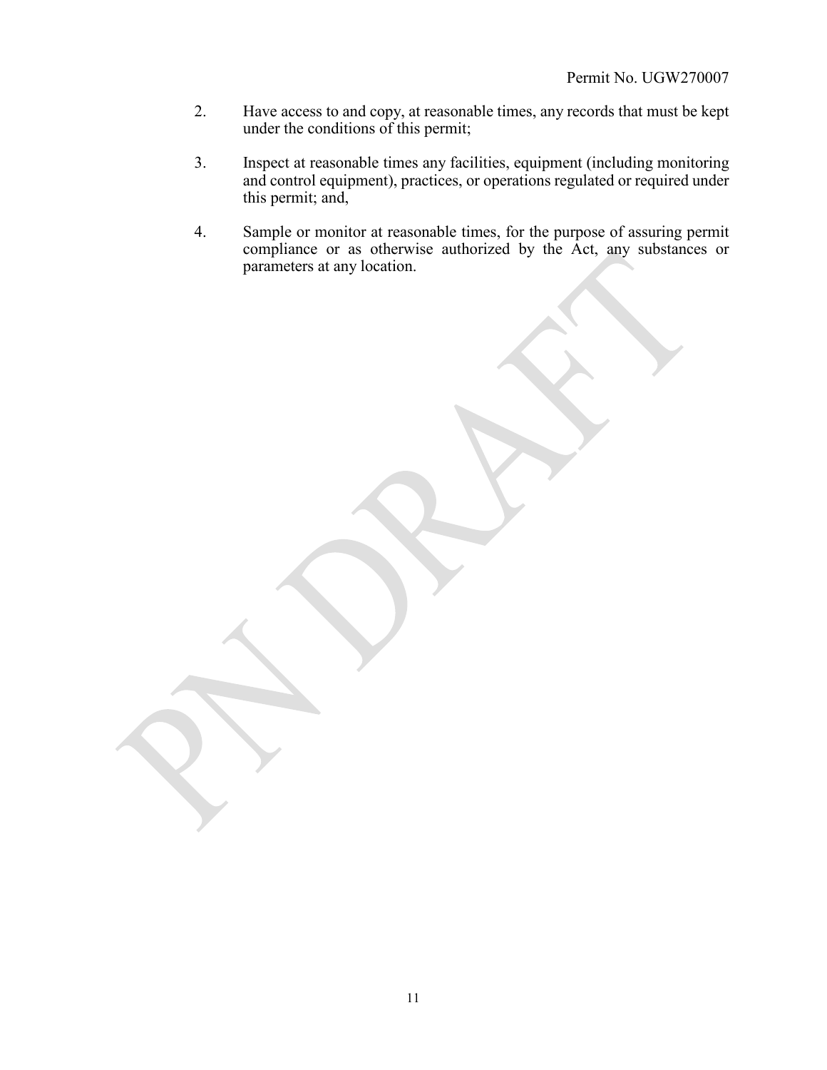2. Have access to and copy, at reasonable times, any records that must be kept under the conditions of this permit;

3. Inspect at reasonable times any facilities, equipment (including monitoring and control equipment), practices, or operations regulated or required under this permit; and,

4. Sample or monitor at reasonable times, for the purpose of assuring permit compliance or as otherwise authorized by the Act, any substances or parameters at any location.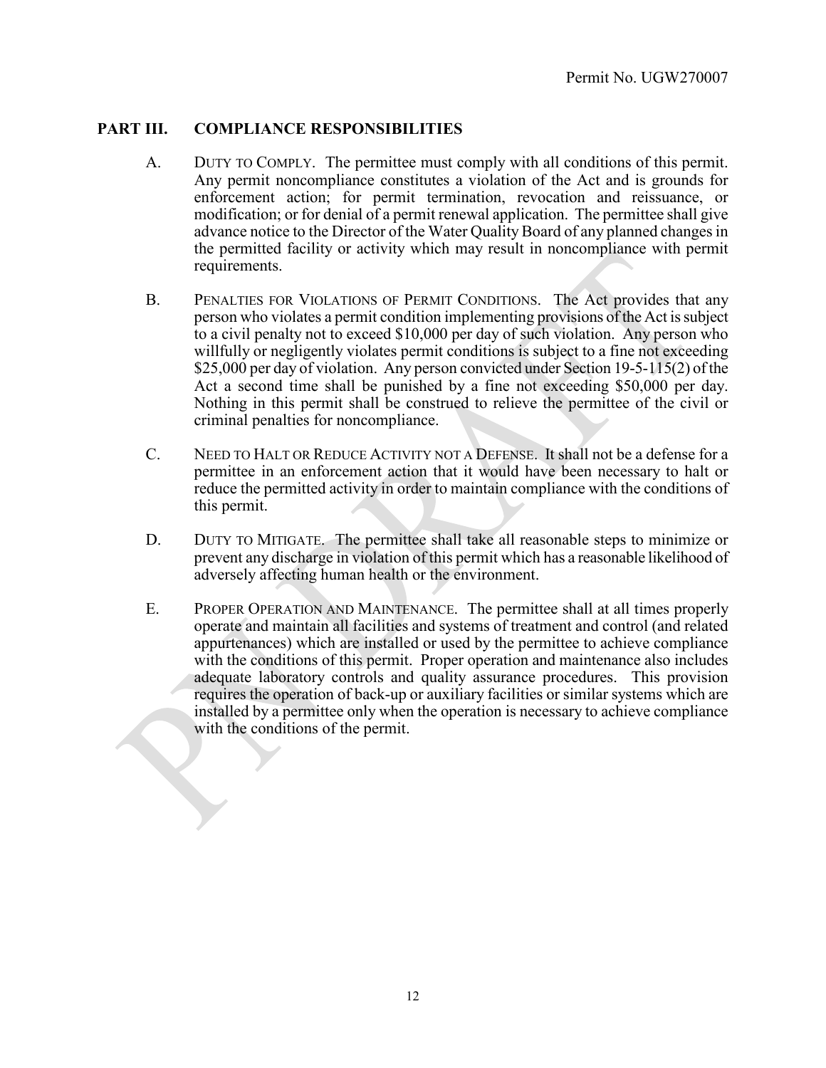## PART III. COMPLIANCE RESPONSIBILITIES

A. DUTY TO COMPLY. The permittee must comply with all conditions of this permit. Any permit noncompliance constitutes a violation of the Act and is grounds for enforcement action; for permit termination, revocation and reissuance, or modification; or for denial of a permit renewal application. The permittee shall give advance notice to the Director of the Water Quality Board of any planned changes in the permitted facility or activity which may result in noncompliance with permit requirements.

B. PENALTIES FOR VIOLATIONS OF PERMIT CONDITIONS. The Act provides that any person who violates a permit condition implementing provisions of the Act is subject to a civil penalty not to exceed $10,000 per day of such violation. Any person who willfully or negligently violates permit conditions is subject to a fine not exceeding $25,000 per day of violation. Any person convicted under Section 19-5-115(2) of the Act a second time shall be punished by a fine not exceeding $50,000 per day. Nothing in this permit shall be construed to relieve the permittee of the civil or criminal penalties for noncompliance.

C. NEED TO HALT OR REDUCE ACTIVITY NOT A DEFENSE. It shall not be a defense for a permittee in an enforcement action that it would have been necessary to halt or reduce the permitted activity in order to maintain compliance with the conditions of this permit.

D. DUTY TO MITIGATE. The permittee shall take all reasonable steps to minimize or prevent any discharge in violation of this permit which has a reasonable likelihood of adversely affecting human health or the environment.

E. PROPER OPERATION AND MAINTENANCE. The permittee shall at all times properly operate and maintain all facilities and systems of treatment and control (and related appurtenances) which are installed or used by the permittee to achieve compliance with the conditions of this permit. Proper operation and maintenance also includes adequate laboratory controls and quality assurance procedures. This provision requires the operation of back-up or auxiliary facilities or similar systems which are installed by a permittee only when the operation is necessary to achieve compliance with the conditions of the permit.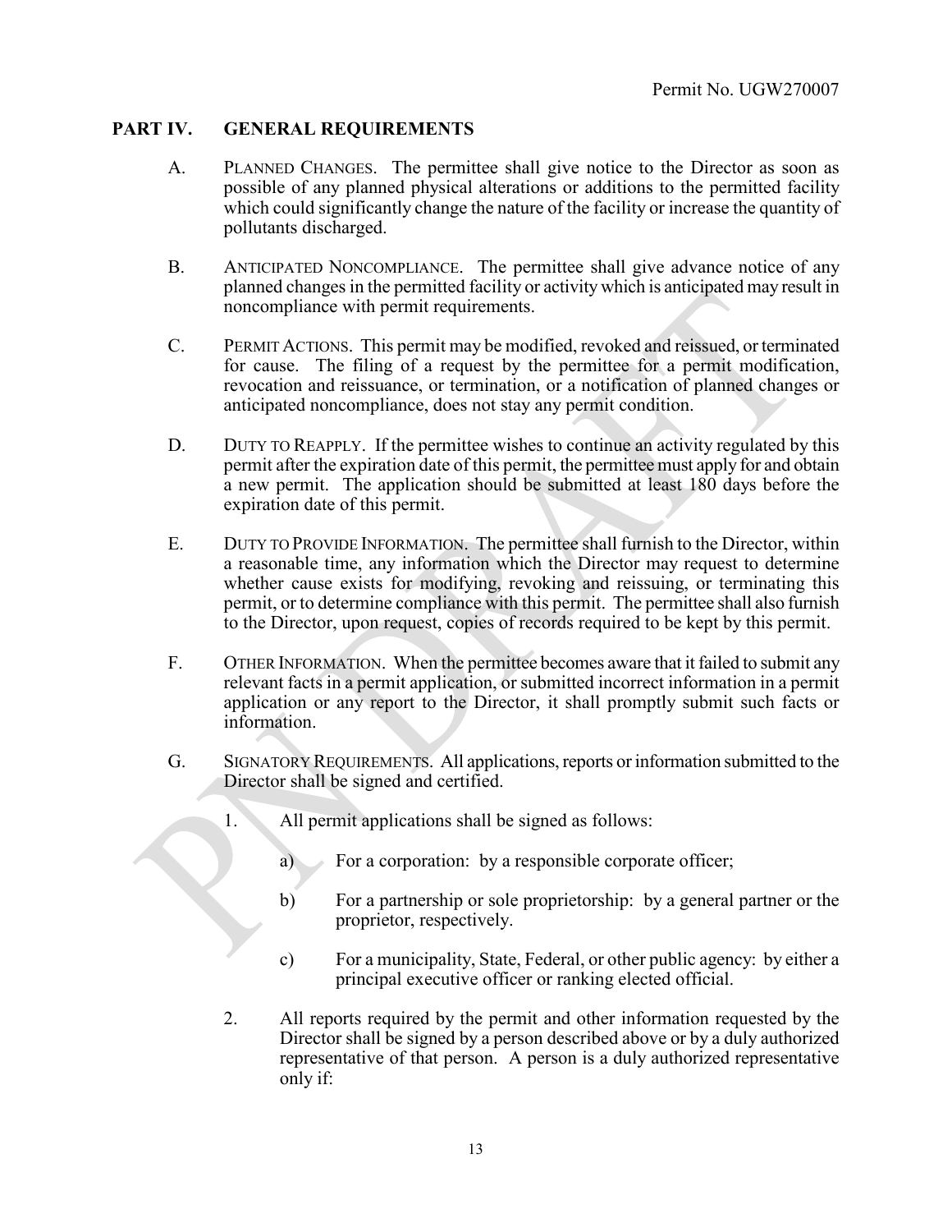## PART IV. GENERAL REQUIREMENTS

A. PLANNED CHANGES. The permittee shall give notice to the Director as soon as possible of any planned physical alterations or additions to the permitted facility which could significantly change the nature of the facility or increase the quantity of pollutants discharged.

B. ANTICIPATED NONCOMPLIANCE. The permittee shall give advance notice of any planned changes in the permitted facility or activity which is anticipated may result in noncompliance with permit requirements.

C. PERMIT ACTIONS. This permit may be modified, revoked and reissued, or terminated for cause. The filing of a request by the permittee for a permit modification, revocation and reissuance, or termination, or a notification of planned changes or anticipated noncompliance, does not stay any permit condition.

D. DUTY TO REAPPLY. If the permittee wishes to continue an activity regulated by this permit after the expiration date of this permit, the permittee must apply for and obtain a new permit. The application should be submitted at least 180 days before the expiration date of this permit.

E. DUTY TO PROVIDE INFORMATION. The permittee shall furnish to the Director, within a reasonable time, any information which the Director may request to determine whether cause exists for modifying, revoking and reissuing, or terminating this permit, or to determine compliance with this permit. The permittee shall also furnish to the Director, upon request, copies of records required to be kept by this permit.

F. OTHER INFORMATION. When the permittee becomes aware that it failed to submit any relevant facts in a permit application, or submitted incorrect information in a permit application or any report to the Director, it shall promptly submit such facts or information.

G. SIGNATORY REQUIREMENTS. All applications, reports or information submitted to the Director shall be signed and certified.

1. All permit applications shall be signed as follows:

   a) For a corporation: by a responsible corporate officer;

   b) For a partnership or sole proprietorship: by a general partner or the proprietor, respectively.

   c) For a municipality, State, Federal, or other public agency: by either a principal executive officer or ranking elected official.

2. All reports required by the permit and other information requested by the Director shall be signed by a person described above or by a duly authorized representative of that person. A person is a duly authorized representative only if: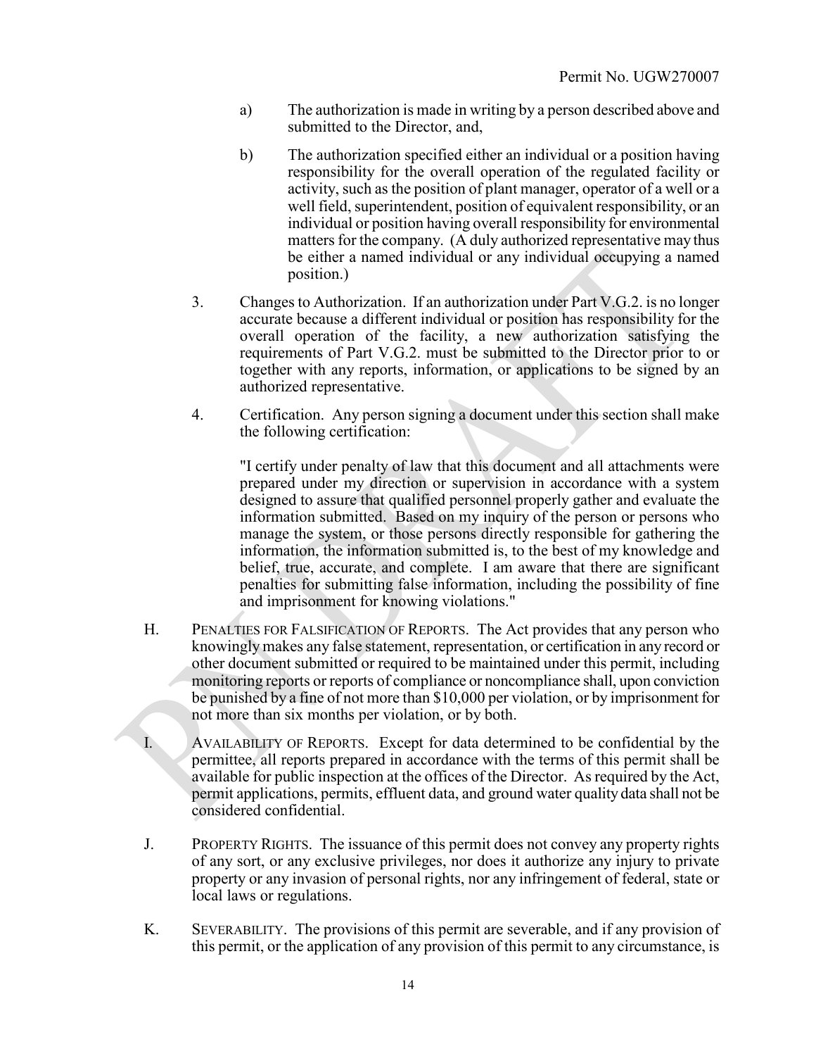a) The authorization is made in writing by a person described above and submitted to the Director, and,

b) The authorization specified either an individual or a position having responsibility for the overall operation of the regulated facility or activity, such as the position of plant manager, operator of a well or a well field, superintendent, position of equivalent responsibility, or an individual or position having overall responsibility for environmental matters for the company. (A duly authorized representative may thus be either a named individual or any individual occupying a named position.)

3. Changes to Authorization. If an authorization under Part V.G.2. is no longer accurate because a different individual or position has responsibility for the overall operation of the facility, a new authorization satisfying the requirements of Part V.G.2. must be submitted to the Director prior to or together with any reports, information, or applications to be signed by an authorized representative.

4. Certification. Any person signing a document under this section shall make the following certification:

"I certify under penalty of law that this document and all attachments were prepared under my direction or supervision in accordance with a system designed to assure that qualified personnel properly gather and evaluate the information submitted. Based on my inquiry of the person or persons who manage the system, or those persons directly responsible for gathering the information, the information submitted is, to the best of my knowledge and belief, true, accurate, and complete. I am aware that there are significant penalties for submitting false information, including the possibility of fine and imprisonment for knowing violations."

H. PENALTIES FOR FALSIFICATION OF REPORTS. The Act provides that any person who knowingly makes any false statement, representation, or certification in any record or other document submitted or required to be maintained under this permit, including monitoring reports or reports of compliance or noncompliance shall, upon conviction be punished by a fine of not more than $10,000 per violation, or by imprisonment for not more than six months per violation, or by both.

I. AVAILABILITY OF REPORTS. Except for data determined to be confidential by the permittee, all reports prepared in accordance with the terms of this permit shall be available for public inspection at the offices of the Director. As required by the Act, permit applications, permits, effluent data, and ground water quality data shall not be considered confidential.

J. PROPERTY RIGHTS. The issuance of this permit does not convey any property rights of any sort, or any exclusive privileges, nor does it authorize any injury to private property or any invasion of personal rights, nor any infringement of federal, state or local laws or regulations.

K. SEVERABILITY. The provisions of this permit are severable, and if any provision of this permit, or the application of any provision of this permit to any circumstance, is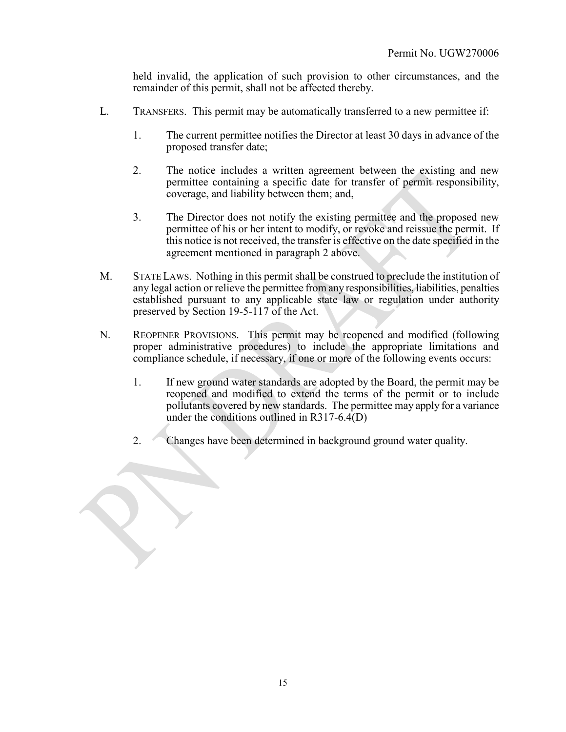held invalid, the application of such provision to other circumstances, and the remainder of this permit, shall not be affected thereby.

L. TRANSFERS. This permit may be automatically transferred to a new permittee if:

1. The current permittee notifies the Director at least 30 days in advance of the proposed transfer date;

2. The notice includes a written agreement between the existing and new permittee containing a specific date for transfer of permit responsibility, coverage, and liability between them; and,

3. The Director does not notify the existing permittee and the proposed new permittee of his or her intent to modify, or revoke and reissue the permit. If this notice is not received, the transfer is effective on the date specified in the agreement mentioned in paragraph 2 above.

M. STATE LAWS. Nothing in this permit shall be construed to preclude the institution of any legal action or relieve the permittee from any responsibilities, liabilities, penalties established pursuant to any applicable state law or regulation under authority preserved by Section 19-5-117 of the Act.

N. REOPENER PROVISIONS. This permit may be reopened and modified (following proper administrative procedures) to include the appropriate limitations and compliance schedule, if necessary, if one or more of the following events occurs:

1. If new ground water standards are adopted by the Board, the permit may be reopened and modified to extend the terms of the permit or to include pollutants covered by new standards. The permittee may apply for a variance under the conditions outlined in R317-6.4(D)

2. Changes have been determined in background ground water quality.